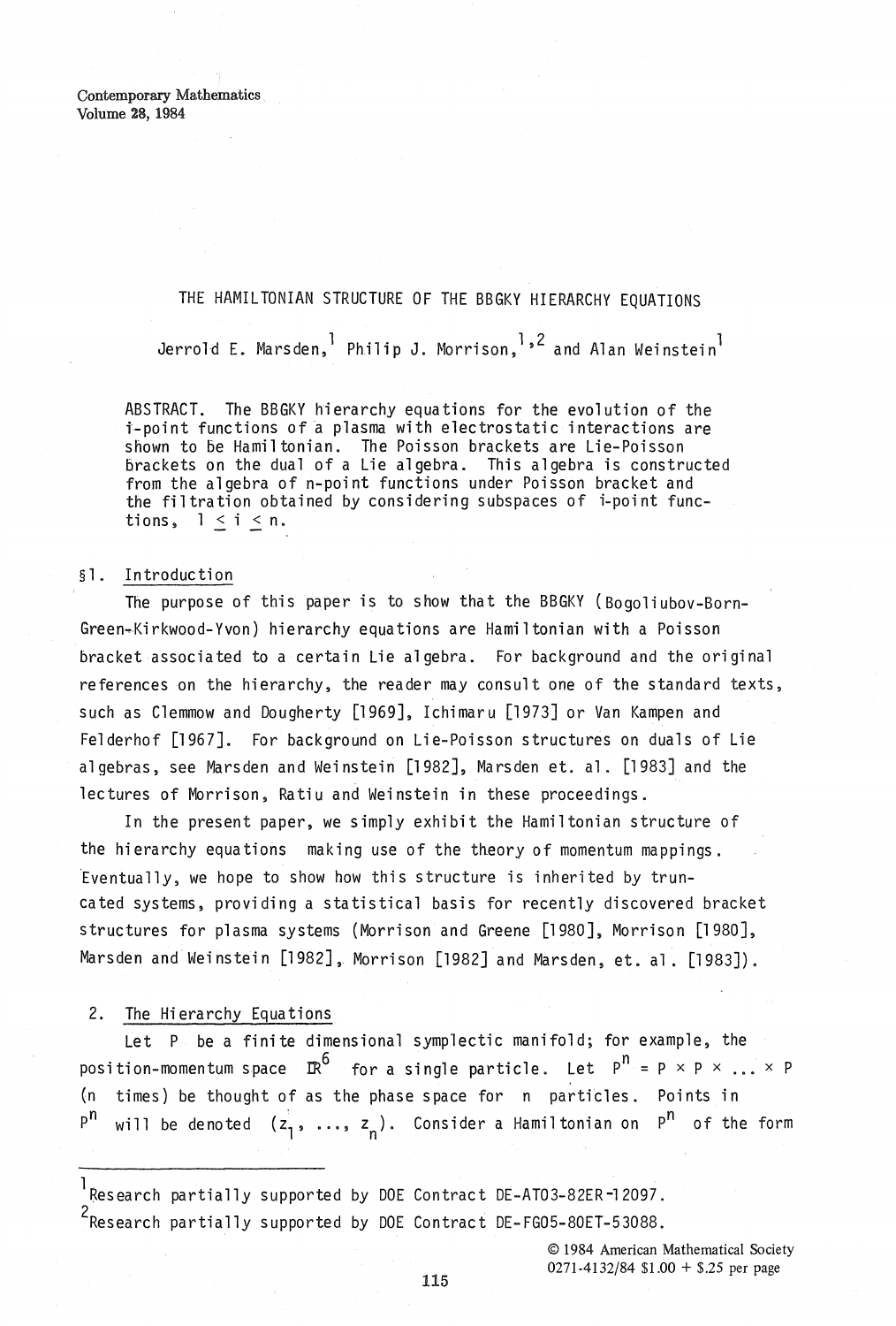# THE HAMILTONIAN STRUCTURE OF THE BBGKY HIERARCHY EQUATIONS

Jerrold E. Marsden,[1] Philip J. Morrison,[1,2] and Alan Weinstein[1]

ABSTRACT. The BBGKY hierarchy equations for the evolution of the $i$-point functions of a plasma with electrostatic interactions are shown to be Hamiltonian. The Poisson brackets are Lie-Poisson brackets on the dual of a Lie algebra. This algebra is constructed from the algebra of n-point functions under Poisson bracket and the filtration obtained by considering subspaces of $i$-point functions, $1 \leq i \leq n$.

## §1. Introduction

The purpose of this paper is to show that the BBGKY (Bogoliubov-Born-Green-Kirkwood-Yvon) hierarchy equations are Hamiltonian with a Poisson bracket associated to a certain Lie algebra. For background and the original references on the hierarchy, the reader may consult one of the standard texts, such as Clemmow and Dougherty [1969], Ichimaru [1973] or Van Kampen and Felderhof [1967]. For background on Lie-Poisson structures on duals of Lie algebras, see Marsden and Weinstein [1982], Marsden et. al. [1983] and the lectures of Morrison, Ratiu and Weinstein in these proceedings.

In the present paper, we simply exhibit the Hamiltonian structure of the hierarchy equations making use of the theory of momentum mappings. Eventually, we hope to show how this structure is inherited by truncated systems, providing a statistical basis for recently discovered bracket structures for plasma systems (Morrison and Greene [1980], Morrison [1980], Marsden and Weinstein [1982], Morrison [1982] and Marsden, et. al. [1983]).

## 2. The Hierarchy Equations

Let $P$ be a finite dimensional symplectic manifold; for example, the position-momentum space $\mathbb{R}^6$ for a single particle. Let $P^n = P \times P \times \ldots \times P$ ($n$ times) be thought of as the phase space for $n$ particles. Points in $P^n$ will be denoted $(z_1, \ldots, z_n)$. Consider a Hamiltonian on $P^n$ of the form

---

[1] Research partially supported by DOE Contract DE-AT03-82ER-12097.

[2] Research partially supported by DOE Contract DE-FG05-80ET-53088.

© 1984 American Mathematical Society
0271-4132/84 $1.00 + $.25 per page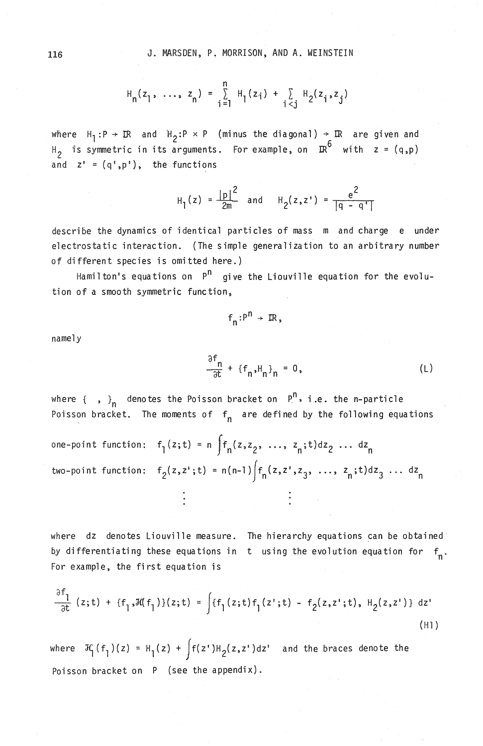$$H_n(z_1, \ldots, z_n) = \sum_{i=1}^{n} H_1(z_i) + \sum_{i<j} H_2(z_i, z_j)$$

where $H_1 : P \to \mathbb{R}$ and $H_2 : P \times P$ (minus the diagonal) $\to \mathbb{R}$ are given and $H_2$ is symmetric in its arguments. For example, on $\mathbb{R}^6$ with $z = (q,p)$ and $z' = (q',p')$, the functions

$$H_1(z) = \frac{|p|^2}{2m} \quad \text{and} \quad H_2(z,z') = \frac{e^2}{|q - q'|}$$

describe the dynamics of identical particles of mass $m$ and charge $e$ under electrostatic interaction. (The simple generalization to an arbitrary number of different species is omitted here.)

Hamilton's equations on $P^n$ give the Liouville equation for the evolution of a smooth symmetric function,

$$f_n : P^n \to \mathbb{R},$$

namely

$$\frac{\partial f_n}{\partial t} + \{f_n, H_n\}_n = 0, \tag{L}$$

where $\{\ ,\ \}_n$ denotes the Poisson bracket on $P^n$, i.e. the n-particle Poisson bracket. The moments of $f_n$ are defined by the following equations

one-point function: $f_1(z;t) = n \int f_n(z, z_2, \ldots, z_n; t) dz_2 \ldots dz_n$

two-point function: $f_2(z,z';t) = n(n-1) \int f_n(z, z', z_3, \ldots, z_n; t) dz_3 \ldots dz_n$

$\vdots \qquad\qquad \vdots$

where $dz$ denotes Liouville measure. The hierarchy equations can be obtained by differentiating these equations in $t$ using the evolution equation for $f_n$. For example, the first equation is

$$\frac{\partial f_1}{\partial t}(z;t) + \{f_1, \mathcal{H}(f_1)\}(z;t) = \int \{f_1(z;t) f_1(z';t) - f_2(z,z';t), H_2(z,z')\}\, dz' \tag{H1}$$

where $\mathcal{H}(f_1)(z) = H_1(z) + \int f(z') H_2(z,z') dz'$ and the braces denote the Poisson bracket on $P$ (see the appendix).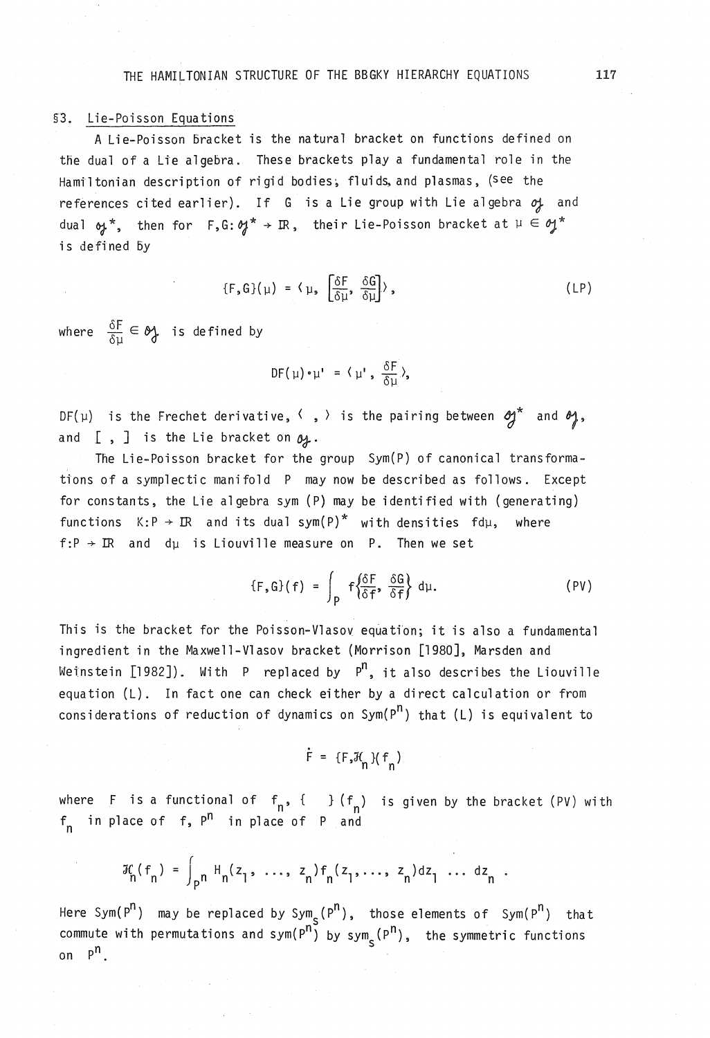## §3. Lie-Poisson Equations

A Lie-Poisson bracket is the natural bracket on functions defined on the dual of a Lie algebra. These brackets play a fundamental role in the Hamiltonian description of rigid bodies, fluids, and plasmas, (see the references cited earlier). If $G$ is a Lie group with Lie algebra $\mathfrak{g}$ and dual $\mathfrak{g}^*$, then for $F,G:\mathfrak{g}^* \to \mathbb{R}$, their Lie-Poisson bracket at $\mu \in \mathfrak{g}^*$ is defined by

$$\{F,G\}(\mu) = \langle \mu, \left[\frac{\delta F}{\delta \mu}, \frac{\delta G}{\delta \mu}\right] \rangle , \tag{LP}$$

where $\frac{\delta F}{\delta \mu} \in \mathfrak{g}$ is defined by

$$DF(\mu)\cdot\mu' = \langle \mu', \frac{\delta F}{\delta \mu} \rangle,$$

$DF(\mu)$ is the Frechet derivative, $\langle\ ,\ \rangle$ is the pairing between $\mathfrak{g}^*$ and $\mathfrak{g}$, and $[\ ,\ ]$ is the Lie bracket on $\mathfrak{g}$.

The Lie-Poisson bracket for the group $\mathrm{Sym}(P)$ of canonical transformations of a symplectic manifold $P$ may now be described as follows. Except for constants, the Lie algebra $\mathrm{sym}(P)$ may be identified with (generating) functions $K:P \to \mathbb{R}$ and its dual $\mathrm{sym}(P)^*$ with densities $f d\mu$, where $f:P \to \mathbb{R}$ and $d\mu$ is Liouville measure on $P$. Then we set

$$\{F,G\}(f) = \int_P f\left\{\frac{\delta F}{\delta f}, \frac{\delta G}{\delta f}\right\} d\mu. \tag{PV}$$

This is the bracket for the Poisson-Vlasov equation; it is also a fundamental ingredient in the Maxwell-Vlasov bracket (Morrison [1980], Marsden and Weinstein [1982]). With $P$ replaced by $P^n$, it also describes the Liouville equation (L). In fact one can check either by a direct calculation or from considerations of reduction of dynamics on $\mathrm{Sym}(P^n)$ that (L) is equivalent to

$$\dot{F} = \{F,\mathcal{H}_n\}(f_n)$$

where $F$ is a functional of $f_n$, $\{\ \ \}(f_n)$ is given by the bracket (PV) with $f_n$ in place of $f$, $P^n$ in place of $P$ and

$$\mathcal{H}_n(f_n) = \int_{P^n} H_n(z_1, \ldots, z_n) f_n(z_1, \ldots, z_n) dz_1 \ldots dz_n .$$

Here $\mathrm{Sym}(P^n)$ may be replaced by $\mathrm{Sym}_s(P^n)$, those elements of $\mathrm{Sym}(P^n)$ that commute with permutations and $\mathrm{sym}(P^n)$ by $\mathrm{sym}_s(P^n)$, the symmetric functions on $P^n$.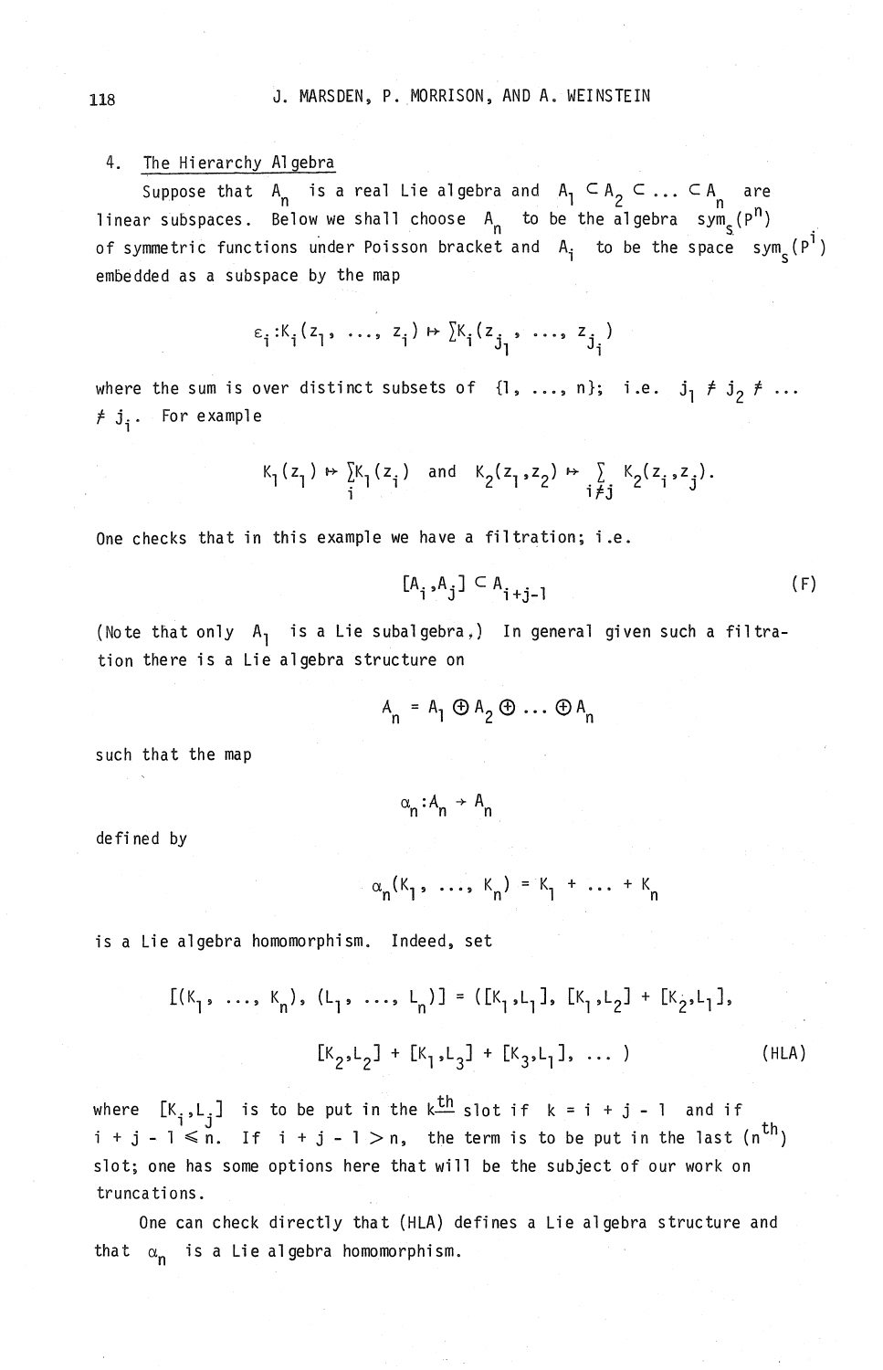## 4. The Hierarchy Algebra

Suppose that $A_n$ is a real Lie algebra and $A_1 \subset A_2 \subset \ldots \subset A_n$ are linear subspaces. Below we shall choose $A_n$ to be the algebra $\mathrm{sym}_s(P^n)$ of symmetric functions under Poisson bracket and $A_i$ to be the space $\mathrm{sym}_s(P^i)$ embedded as a subspace by the map

$$\varepsilon_i : K_i(z_1, \ldots, z_i) \mapsto \sum K_i(z_{j_1}, \ldots, z_{j_i})$$

where the sum is over distinct subsets of $\{1, \ldots, n\}$; i.e. $j_1 \neq j_2 \neq \ldots \neq j_i$. For example

$$K_1(z_1) \mapsto \sum_i K_1(z_i) \quad \text{and} \quad K_2(z_1, z_2) \mapsto \sum_{i \neq j} K_2(z_i, z_j).$$

One checks that in this example we have a filtration; i.e.

$$[A_i, A_j] \subset A_{i+j-1} \tag{F}$$

(Note that only $A_1$ is a Lie subalgebra.) In general given such a filtration there is a Lie algebra structure on

$$\mathcal{A}_n = A_1 \oplus A_2 \oplus \ldots \oplus A_n$$

such that the map

$$\alpha_n : \mathcal{A}_n \to A_n$$

defined by

$$\alpha_n(K_1, \ldots, K_n) = K_1 + \ldots + K_n$$

is a Lie algebra homomorphism. Indeed, set

$$[(K_1, \ldots, K_n), (L_1, \ldots, L_n)] = ([K_1, L_1], [K_1, L_2] + [K_2, L_1],$$
$$[K_2, L_2] + [K_1, L_3] + [K_3, L_1], \ldots) \tag{HLA}$$

where $[K_i, L_j]$ is to be put in the $k^{\text{th}}$ slot if $k = i + j - 1$ and if $i + j - 1 \leq n$. If $i + j - 1 > n$, the term is to be put in the last ($n^{\text{th}}$) slot; one has some options here that will be the subject of our work on truncations.

One can check directly that (HLA) defines a Lie algebra structure and that $\alpha_n$ is a Lie algebra homomorphism.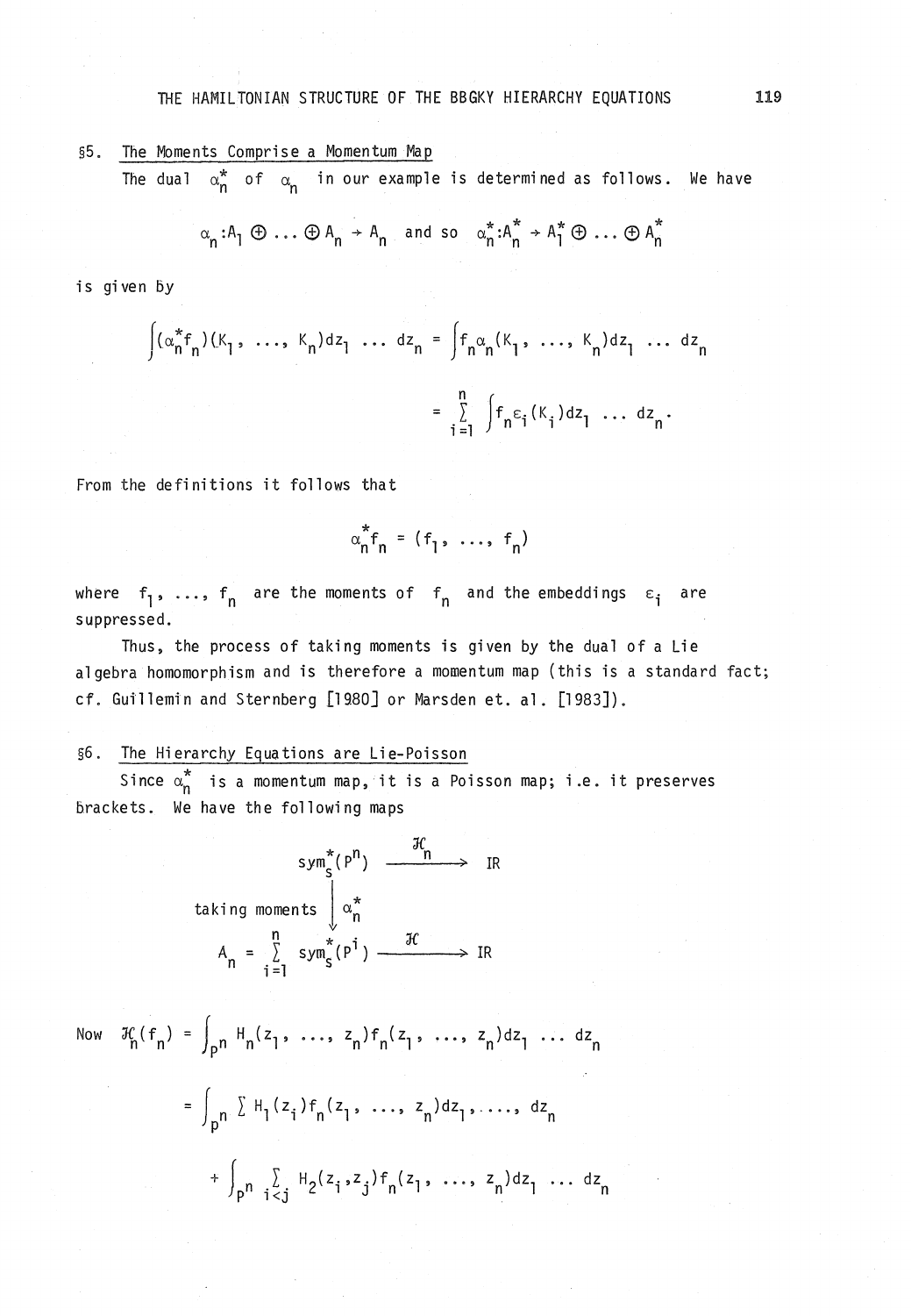## §5. The Moments Comprise a Momentum Map

The dual $\alpha_n^*$ of $\alpha_n$ in our example is determined as follows. We have

$$\alpha_n : A_1 \oplus \ldots \oplus A_n \to A_n \quad \text{and so} \quad \alpha_n^* : A_n^* \to A_1^* \oplus \ldots \oplus A_n^*$$

is given by

$$\int (\alpha_n^* f_n)(K_1, \ldots, K_n) dz_1 \ldots dz_n = \int f_n \alpha_n (K_1, \ldots, K_n) dz_1 \ldots dz_n$$

$$= \sum_{i=1}^{n} \int f_n \varepsilon_i (K_i) dz_1 \ldots dz_n .$$

From the definitions it follows that

$$\alpha_n^* f_n = (f_1, \ldots, f_n)$$

where $f_1, \ldots, f_n$ are the moments of $f_n$ and the embeddings $\varepsilon_i$ are suppressed.

Thus, the process of taking moments is given by the dual of a Lie algebra homomorphism and is therefore a momentum map (this is a standard fact; cf. Guillemin and Sternberg [1980] or Marsden et. al. [1983]).

## §6. The Hierarchy Equations are Lie-Poisson

Since $\alpha_n^*$ is a momentum map, it is a Poisson map; i.e. it preserves brackets. We have the following maps

$$\begin{array}{ccc} \text{sym}_s^*(P^n) & \xrightarrow{\ \mathcal{H}_n\ } & \mathbb{R} \\ \text{taking moments} \Big\downarrow \alpha_n^* & & \\ A_n = \sum_{i=1}^{n} \text{sym}_s^*(P^i) & \xrightarrow{\ \mathcal{H}\ } & \mathbb{R} \end{array}$$

Now $\mathcal{H}_n(f_n) = \int_{P^n} H_n(z_1, \ldots, z_n) f_n(z_1, \ldots, z_n) dz_1 \ldots dz_n$

$$= \int_{P^n} \sum H_1(z_i) f_n(z_1, \ldots, z_n) dz_1, \ldots, dz_n$$

$$+ \int_{P^n} \sum_{i<j} H_2(z_i, z_j) f_n(z_1, \ldots, z_n) dz_1 \ldots dz_n$$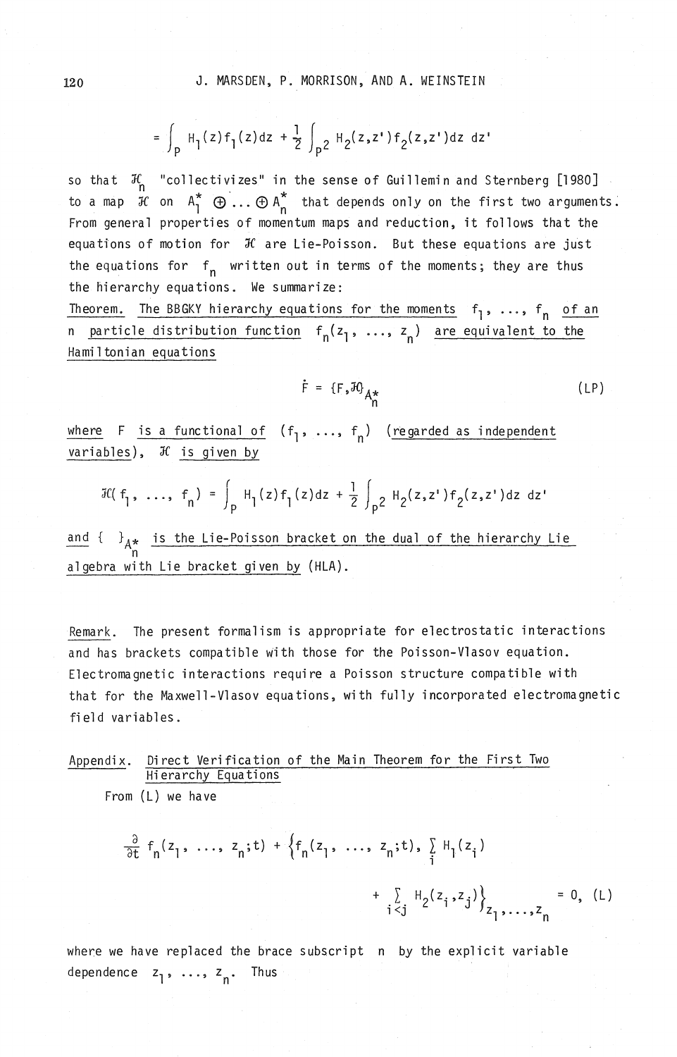$$= \int_P H_1(z) f_1(z) dz + \frac{1}{2} \int_{P^2} H_2(z,z') f_2(z,z') dz\, dz'$$

so that $\mathcal{H}_n$ "collectivizes" in the sense of Guillemin and Sternberg [1980] to a map $\mathcal{H}$ on $A_1^* \oplus \ldots \oplus A_n^*$ that depends only on the first two arguments. From general properties of momentum maps and reduction, it follows that the equations of motion for $\mathcal{H}$ are Lie-Poisson. But these equations are just the equations for $f_n$ written out in terms of the moments; they are thus the hierarchy equations. We summarize:

<u>Theorem. The BBGKY hierarchy equations for the moments $f_1, \ldots, f_n$ of an $n$ particle distribution function $f_n(z_1, \ldots, z_n)$ are equivalent to the Hamiltonian equations</u>

$$\dot{F} = \{F, \mathcal{H}\}_{A_n^*} \tag{LP}$$

<u>where $F$ is a functional of $(f_1, \ldots, f_n)$ (regarded as independent variables), $\mathcal{H}$ is given by</u>

$$\mathcal{H}(f_1, \ldots, f_n) = \int_P H_1(z) f_1(z) dz + \frac{1}{2} \int_{P^2} H_2(z,z') f_2(z,z') dz\, dz'$$

<u>and $\{\ \}_{A_n^*}$ is the Lie-Poisson bracket on the dual of the hierarchy Lie algebra with Lie bracket given by</u> (HLA).

<u>Remark</u>. The present formalism is appropriate for electrostatic interactions and has brackets compatible with those for the Poisson-Vlasov equation. Electromagnetic interactions require a Poisson structure compatible with that for the Maxwell-Vlasov equations, with fully incorporated electromagnetic field variables.

## Appendix. Direct Verification of the Main Theorem for the First Two Hierarchy Equations

From (L) we have

$$\frac{\partial}{\partial t} f_n(z_1, \ldots, z_n; t) + \Big\{ f_n(z_1, \ldots, z_n; t), \sum_i H_1(z_i) + \sum_{i<j} H_2(z_i, z_j) \Big\}_{z_1, \ldots, z_n} = 0, \tag{L}$$

where we have replaced the brace subscript $n$ by the explicit variable dependence $z_1, \ldots, z_n$. Thus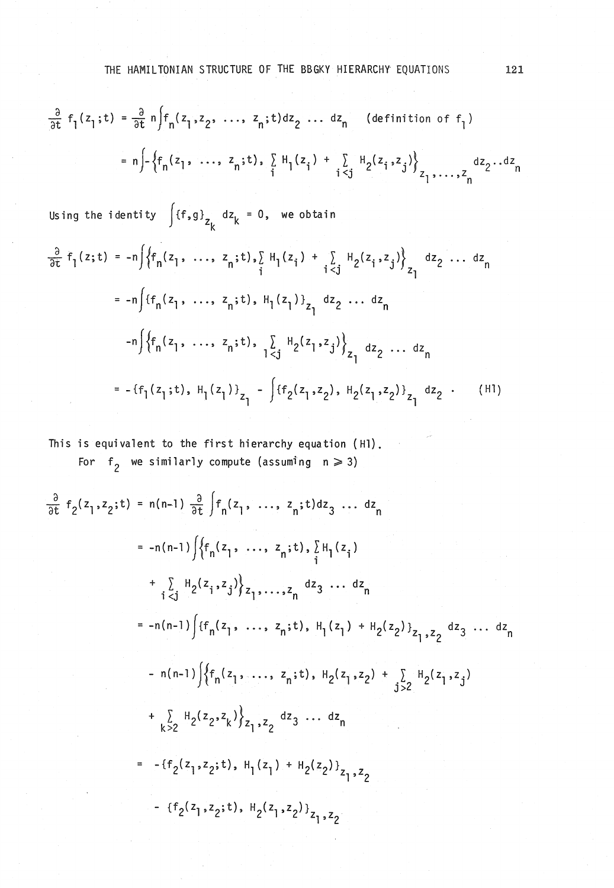$$\frac{\partial}{\partial t} f_1(z_1;t) = \frac{\partial}{\partial t} n \int f_n(z_1, z_2, \ldots, z_n;t) dz_2 \ldots dz_n \quad \text{(definition of } f_1\text{)}$$

$$= n \int -\left\{ f_n(z_1, \ldots, z_n;t), \sum_i H_1(z_i) + \sum_{i<j} H_2(z_i, z_j) \right\}_{z_1, \ldots, z_n} dz_2 .. dz_n$$

Using the identity $\int \{f,g\}_{z_k} dz_k = 0$, we obtain

$$\frac{\partial}{\partial t} f_1(z;t) = -n \int \left\{ f_n(z_1, \ldots, z_n;t), \sum_i H_1(z_i) + \sum_{i<j} H_2(z_i, z_j) \right\}_{z_1} dz_2 \ldots dz_n$$

$$= -n \int \{ f_n(z_1, \ldots, z_n;t), H_1(z_1) \}_{z_1} dz_2 \ldots dz_n$$

$$-n \int \left\{ f_n(z_1, \ldots, z_n;t), \sum_{1<j} H_2(z_1, z_j) \right\}_{z_1} dz_2 \ldots dz_n$$

$$= -\{ f_1(z_1;t), H_1(z_1) \}_{z_1} - \int \{ f_2(z_1, z_2), H_2(z_1, z_2) \}_{z_1} dz_2 \; . \qquad \text{(H1)}$$

This is equivalent to the first hierarchy equation (H1).

For $f_2$ we similarly compute (assuming $n \geqslant 3$)

$$\frac{\partial}{\partial t} f_2(z_1, z_2;t) = n(n-1) \frac{\partial}{\partial t} \int f_n(z_1, \ldots, z_n;t) dz_3 \ldots dz_n$$

$$= -n(n-1) \int \left\{ f_n(z_1, \ldots, z_n;t), \sum_i H_1(z_i) \right.$$

$$\left. + \sum_{i<j} H_2(z_i, z_j) \right\}_{z_1, \ldots, z_n} dz_3 \ldots dz_n$$

$$= -n(n-1) \int \{ f_n(z_1, \ldots, z_n;t), H_1(z_1) + H_2(z_2) \}_{z_1, z_2} dz_3 \ldots dz_n$$

$$- n(n-1) \int \left\{ f_n(z_1, \ldots, z_n;t), H_2(z_1, z_2) + \sum_{j>2} H_2(z_1, z_j) \right.$$

$$\left. + \sum_{k>2} H_2(z_2, z_k) \right\}_{z_1, z_2} dz_3 \ldots dz_n$$

$$= -\{ f_2(z_1, z_2;t), H_1(z_1) + H_2(z_2) \}_{z_1, z_2}$$

$$- \{ f_2(z_1, z_2;t), H_2(z_1, z_2) \}_{z_1, z_2}$$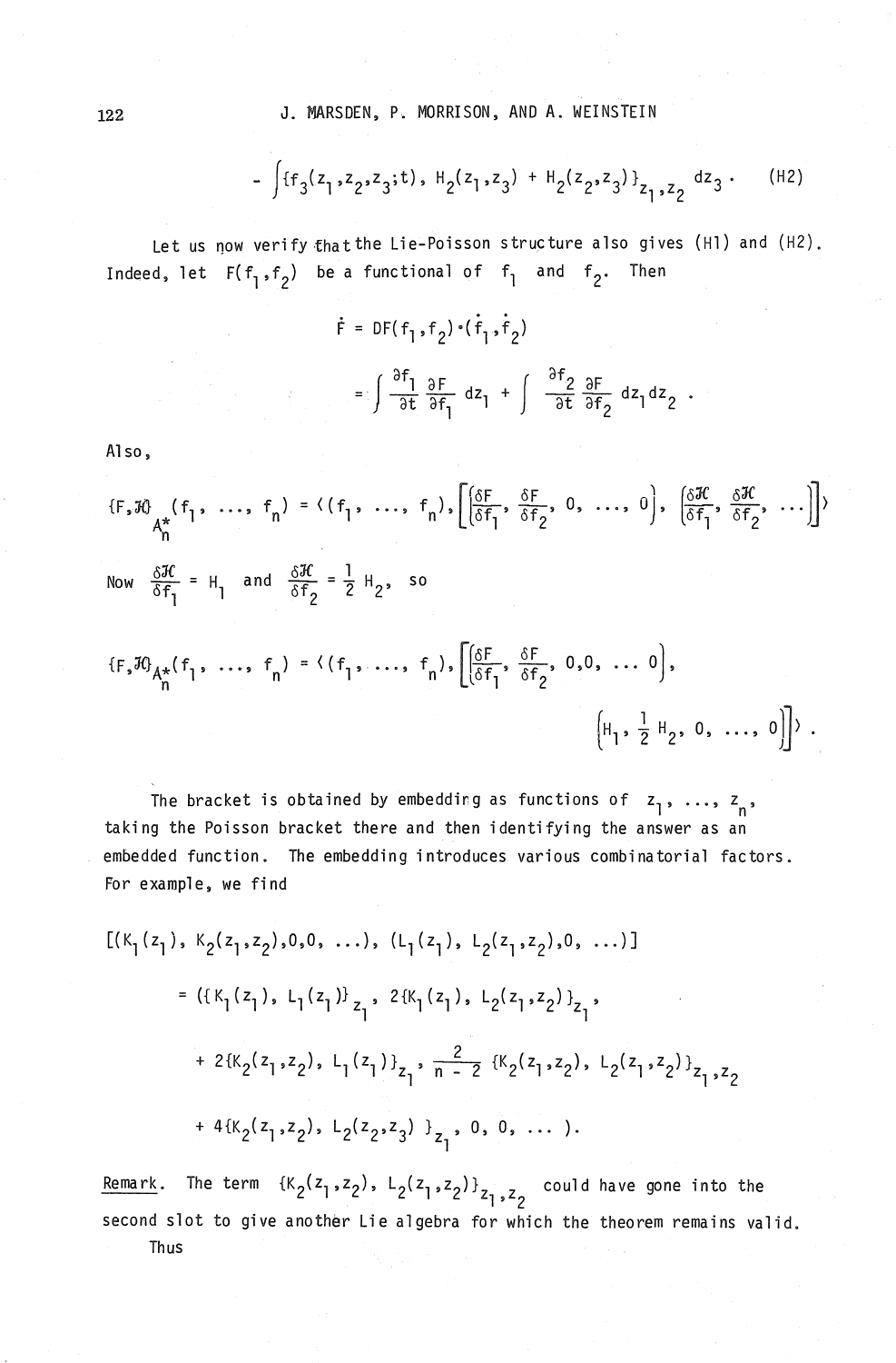$$- \int \{f_3(z_1,z_2,z_3;t),\ H_2(z_1,z_3) + H_2(z_2,z_3)\}_{z_1,z_2}\, dz_3 . \tag{H2}$$

Let us now verify that the Lie-Poisson structure also gives (H1) and (H2). Indeed, let $F(f_1,f_2)$ be a functional of $f_1$ and $f_2$. Then

$$\dot{F} = DF(f_1,f_2)\cdot(\dot{f}_1,\dot{f}_2)$$

$$= \int \frac{\partial f_1}{\partial t}\frac{\partial F}{\partial f_1}\, dz_1 + \int \frac{\partial f_2}{\partial t}\frac{\partial F}{\partial f_2}\, dz_1 dz_2 .$$

Also,

$$\{F,\mathcal{H}\}_{A_n^*}(f_1, \ldots, f_n) = \left\langle (f_1, \ldots, f_n), \left[\left(\frac{\delta F}{\delta f_1}, \frac{\delta F}{\delta f_2}, 0, \ldots, 0\right), \left(\frac{\delta \mathcal{H}}{\delta f_1}, \frac{\delta \mathcal{H}}{\delta f_2}, \ldots\right)\right]\right\rangle$$

Now $\dfrac{\delta \mathcal{H}}{\delta f_1} = H_1$ and $\dfrac{\delta \mathcal{H}}{\delta f_2} = \dfrac{1}{2} H_2$, so

$$\{F,\mathcal{H}\}_{A_n^*}(f_1, \ldots, f_n) = \left\langle (f_1, \ldots, f_n), \left[\left(\frac{\delta F}{\delta f_1}, \frac{\delta F}{\delta f_2}, 0,0, \ldots 0\right), \left(H_1, \frac{1}{2} H_2, 0, \ldots, 0\right)\right]\right\rangle .$$

The bracket is obtained by embedding as functions of $z_1, \ldots, z_n$, taking the Poisson bracket there and then identifying the answer as an embedded function. The embedding introduces various combinatorial factors. For example, we find

$$\begin{aligned}
&[(K_1(z_1),\ K_2(z_1,z_2),0,0, \ldots),\ (L_1(z_1),\ L_2(z_1,z_2),0, \ldots)] \\
&\quad = (\{K_1(z_1),\ L_1(z_1)\}_{z_1},\ 2\{K_1(z_1),\ L_2(z_1,z_2)\}_{z_1}, \\
&\qquad + 2\{K_2(z_1,z_2),\ L_1(z_1)\}_{z_1},\ \frac{2}{n-2}\{K_2(z_1,z_2),\ L_2(z_1,z_2)\}_{z_1,z_2} \\
&\qquad + 4\{K_2(z_1,z_2),\ L_2(z_2,z_3)\}_{z_1},\ 0,\ 0, \ldots ).
\end{aligned}$$

<u>Remark</u>. The term $\{K_2(z_1,z_2),\ L_2(z_1,z_2)\}_{z_1,z_2}$ could have gone into the second slot to give another Lie algebra for which the theorem remains valid.

Thus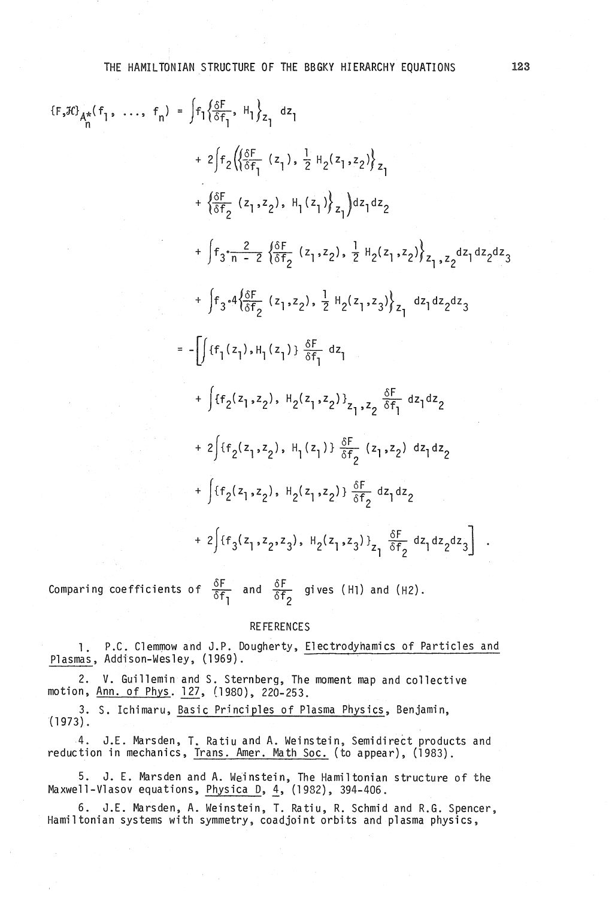$$\{F,\mathcal{H}\}_{A_n^*}(f_1, \ldots, f_n) = \int f_1 \left\{\frac{\delta F}{\delta f_1}, H_1\right\}_{z_1} dz_1$$

$$+ 2\int f_2 \left( \left\{ \frac{\delta F}{\delta f_1}(z_1), \frac{1}{2} H_2(z_1,z_2) \right\}_{z_1} \right.$$

$$\left. + \left\{ \frac{\delta F}{\delta f_2}(z_1,z_2), H_1(z_1) \right\}_{z_1} \right) dz_1 dz_2$$

$$+ \int f_3 \cdot \frac{2}{n-2} \left\{ \frac{\delta F}{\delta f_2}(z_1,z_2), \frac{1}{2} H_2(z_1,z_2) \right\}_{z_1,z_2} dz_1 dz_2 dz_3$$

$$+ \int f_3 \cdot 4 \left\{ \frac{\delta F}{\delta f_2}(z_1,z_2), \frac{1}{2} H_2(z_1,z_3) \right\}_{z_1} dz_1 dz_2 dz_3$$

$$= -\left[ \int \{f_1(z_1), H_1(z_1)\} \frac{\delta F}{\delta f_1} dz_1 \right.$$

$$+ \int \{f_2(z_1,z_2), H_2(z_1,z_2)\}_{z_1,z_2} \frac{\delta F}{\delta f_1} dz_1 dz_2$$

$$+ 2\int \{f_2(z_1,z_2), H_1(z_1)\} \frac{\delta F}{\delta f_2}(z_1,z_2)\, dz_1 dz_2$$

$$+ \int \{f_2(z_1,z_2), H_2(z_1,z_2)\} \frac{\delta F}{\delta f_2} dz_1 dz_2$$

$$\left. + 2\int \{f_3(z_1,z_2,z_3), H_2(z_1,z_3)\}_{z_1} \frac{\delta F}{\delta f_2} dz_1 dz_2 dz_3 \right] .$$

Comparing coefficients of $\frac{\delta F}{\delta f_1}$ and $\frac{\delta F}{\delta f_2}$ gives (H1) and (H2).

## REFERENCES

1. P.C. Clemmow and J.P. Dougherty, Electrodynamics of Particles and Plasmas, Addison-Wesley, (1969).

2. V. Guillemin and S. Sternberg, The moment map and collective motion, Ann. of Phys. 127, (1980), 220-253.

3. S. Ichimaru, Basic Principles of Plasma Physics, Benjamin, (1973).

4. J.E. Marsden, T. Ratiu and A. Weinstein, Semidirect products and reduction in mechanics, Trans. Amer. Math Soc. (to appear), (1983).

5. J. E. Marsden and A. Weinstein, The Hamiltonian structure of the Maxwell-Vlasov equations, Physica D, 4, (1982), 394-406.

6. J.E. Marsden, A. Weinstein, T. Ratiu, R. Schmid and R.G. Spencer, Hamiltonian systems with symmetry, coadjoint orbits and plasma physics,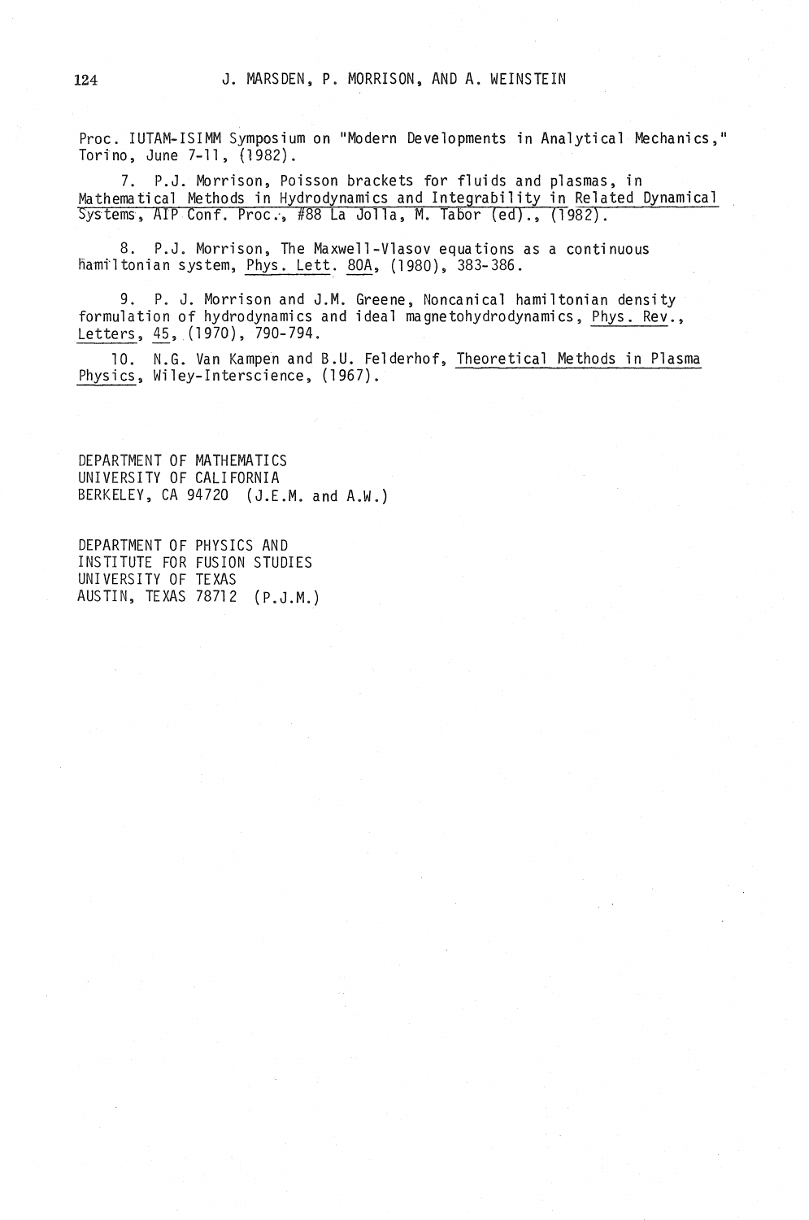Proc. IUTAM-ISIMM Symposium on "Modern Developments in Analytical Mechanics," Torino, June 7-11, (1982).

7. P.J. Morrison, Poisson brackets for fluids and plasmas, in Mathematical Methods in Hydrodynamics and Integrability in Related Dynamical Systems, AIP Conf. Proc., #88 La Jolla, M. Tabor (ed)., (1982).

8. P.J. Morrison, The Maxwell-Vlasov equations as a continuous hamiltonian system, Phys. Lett. 80A, (1980), 383-386.

9. P. J. Morrison and J.M. Greene, Noncanical hamiltonian density formulation of hydrodynamics and ideal magnetohydrodynamics, Phys. Rev., Letters, 45, (1970), 790-794.

10. N.G. Van Kampen and B.U. Felderhof, Theoretical Methods in Plasma Physics, Wiley-Interscience, (1967).

DEPARTMENT OF MATHEMATICS
UNIVERSITY OF CALIFORNIA
BERKELEY, CA 94720 (J.E.M. and A.W.)

DEPARTMENT OF PHYSICS AND
INSTITUTE FOR FUSION STUDIES
UNIVERSITY OF TEXAS
AUSTIN, TEXAS 78712 (P.J.M.)